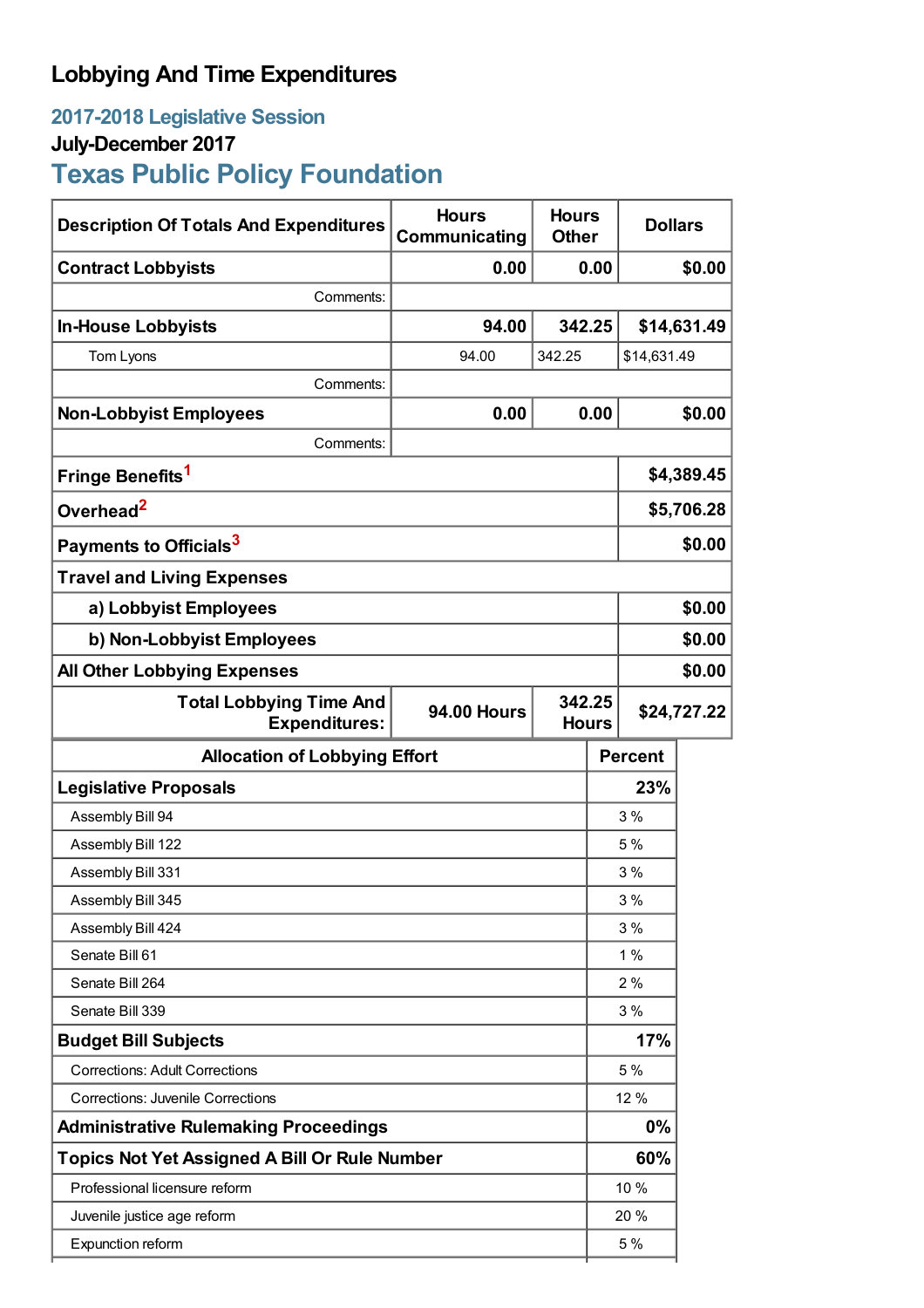# Lobbying And Time Expenditures

## 2017-2018 Legislative Session

### July-December 2017

## Texas Public Policy Foundation

| Description Of Totals And Expenditures | Hours Communicating | Hours Other | Dollars |
|---|---|---|---|
| **Contract Lobbyists** | **0.00** | **0.00** | **$0.00** |
| Comments: | | | |
| **In-House Lobbyists** | **94.00** | **342.25** | **$14,631.49** |
| Tom Lyons | 94.00 | 342.25 | $14,631.49 |
| Comments: | | | |
| **Non-Lobbyist Employees** | **0.00** | **0.00** | **$0.00** |
| Comments: | | | |
| **Fringe Benefits**[1] | | | **$4,389.45** |
| **Overhead**[2] | | | **$5,706.28** |
| **Payments to Officials**[3] | | | **$0.00** |
| **Travel and Living Expenses** | | | |
| **a) Lobbyist Employees** | | | **$0.00** |
| **b) Non-Lobbyist Employees** | | | **$0.00** |
| **All Other Lobbying Expenses** | | | **$0.00** |
| **Total Lobbying Time And Expenditures:** | **94.00 Hours** | **342.25 Hours** | **$24,727.22** |

| Allocation of Lobbying Effort | Percent |
|---|---|
| **Legislative Proposals** | **23%** |
| Assembly Bill 94 | 3 % |
| Assembly Bill 122 | 5 % |
| Assembly Bill 331 | 3 % |
| Assembly Bill 345 | 3 % |
| Assembly Bill 424 | 3 % |
| Senate Bill 61 | 1 % |
| Senate Bill 264 | 2 % |
| Senate Bill 339 | 3 % |
| **Budget Bill Subjects** | **17%** |
| Corrections: Adult Corrections | 5 % |
| Corrections: Juvenile Corrections | 12 % |
| **Administrative Rulemaking Proceedings** | **0%** |
| **Topics Not Yet Assigned A Bill Or Rule Number** | **60%** |
| Professional licensure reform | 10 % |
| Juvenile justice age reform | 20 % |
| Expunction reform | 5 % |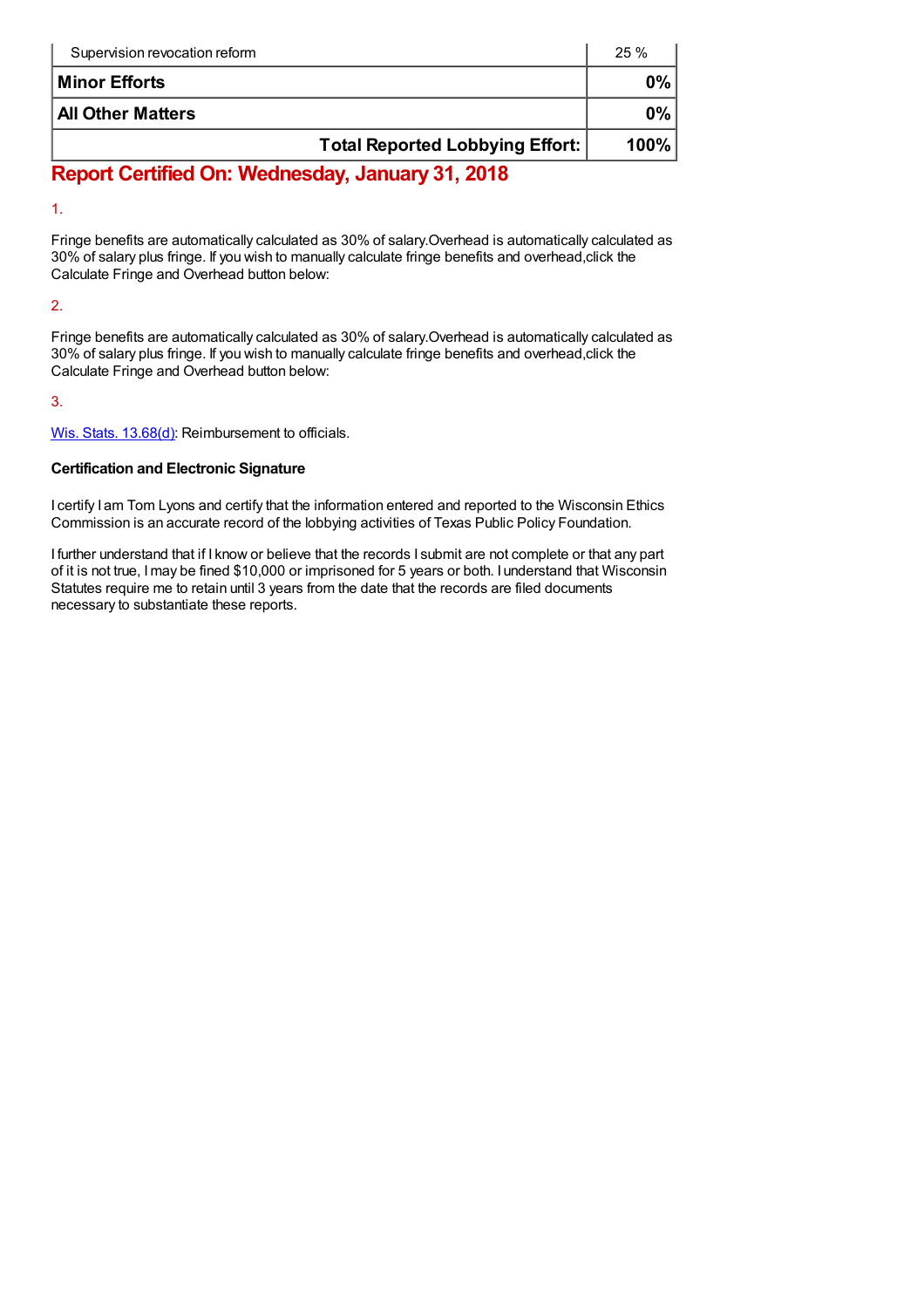| | |
|---|---|
| Supervision revocation reform | 25 % |
| **Minor Efforts** | **0%** |
| **All Other Matters** | **0%** |
| **Total Reported Lobbying Effort:** | **100%** |

## Report Certified On: Wednesday, January 31, 2018

1.

Fringe benefits are automatically calculated as 30% of salary.Overhead is automatically calculated as 30% of salary plus fringe. If you wish to manually calculate fringe benefits and overhead,click the Calculate Fringe and Overhead button below:

2.

Fringe benefits are automatically calculated as 30% of salary.Overhead is automatically calculated as 30% of salary plus fringe. If you wish to manually calculate fringe benefits and overhead,click the Calculate Fringe and Overhead button below:

3.

Wis. Stats. 13.68(d): Reimbursement to officials.

**Certification and Electronic Signature**

I certify I am Tom Lyons and certify that the information entered and reported to the Wisconsin Ethics Commission is an accurate record of the lobbying activities of Texas Public Policy Foundation.

I further understand that if I know or believe that the records I submit are not complete or that any part of it is not true, I may be fined $10,000 or imprisoned for 5 years or both. I understand that Wisconsin Statutes require me to retain until 3 years from the date that the records are filed documents necessary to substantiate these reports.